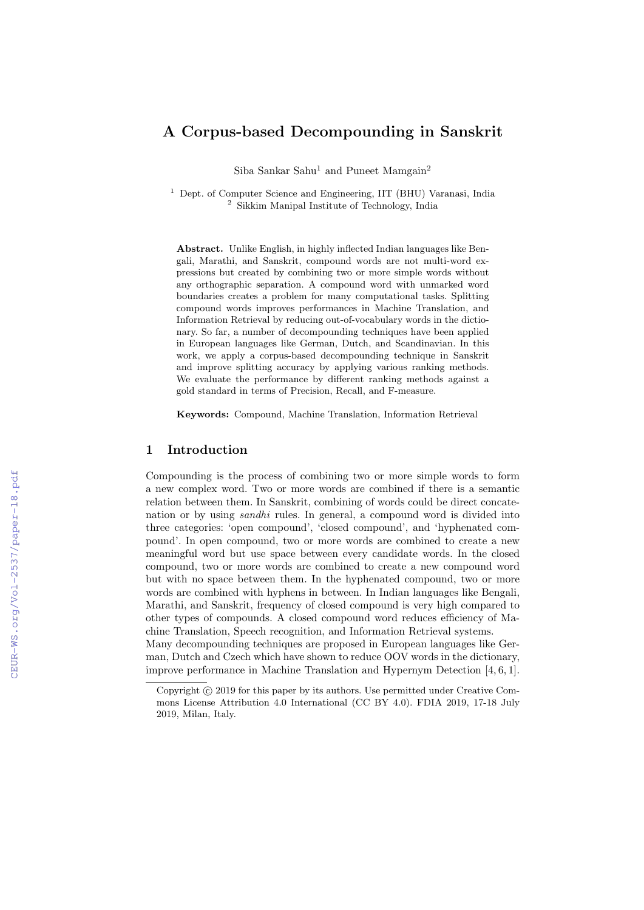# A Corpus-based Decompounding in Sanskrit

Siba Sankar Sahu[1] and Puneet Mamgain[2]

[1] Dept. of Computer Science and Engineering, IIT (BHU) Varanasi, India
[2] Sikkim Manipal Institute of Technology, India

**Abstract.** Unlike English, in highly inflected Indian languages like Bengali, Marathi, and Sanskrit, compound words are not multi-word expressions but created by combining two or more simple words without any orthographic separation. A compound word with unmarked word boundaries creates a problem for many computational tasks. Splitting compound words improves performances in Machine Translation, and Information Retrieval by reducing out-of-vocabulary words in the dictionary. So far, a number of decompounding techniques have been applied in European languages like German, Dutch, and Scandinavian. In this work, we apply a corpus-based decompounding technique in Sanskrit and improve splitting accuracy by applying various ranking methods. We evaluate the performance by different ranking methods against a gold standard in terms of Precision, Recall, and F-measure.

**Keywords:** Compound, Machine Translation, Information Retrieval

## 1 Introduction

Compounding is the process of combining two or more simple words to form a new complex word. Two or more words are combined if there is a semantic relation between them. In Sanskrit, combining of words could be direct concatenation or by using *sandhi* rules. In general, a compound word is divided into three categories: 'open compound', 'closed compound', and 'hyphenated compound'. In open compound, two or more words are combined to create a new meaningful word but use space between every candidate words. In the closed compound, two or more words are combined to create a new compound word but with no space between them. In the hyphenated compound, two or more words are combined with hyphens in between. In Indian languages like Bengali, Marathi, and Sanskrit, frequency of closed compound is very high compared to other types of compounds. A closed compound word reduces efficiency of Machine Translation, Speech recognition, and Information Retrieval systems.
Many decompounding techniques are proposed in European languages like German, Dutch and Czech which have shown to reduce OOV words in the dictionary, improve performance in Machine Translation and Hypernym Detection [4, 6, 1].

Copyright © 2019 for this paper by its authors. Use permitted under Creative Commons License Attribution 4.0 International (CC BY 4.0). FDIA 2019, 17-18 July 2019, Milan, Italy.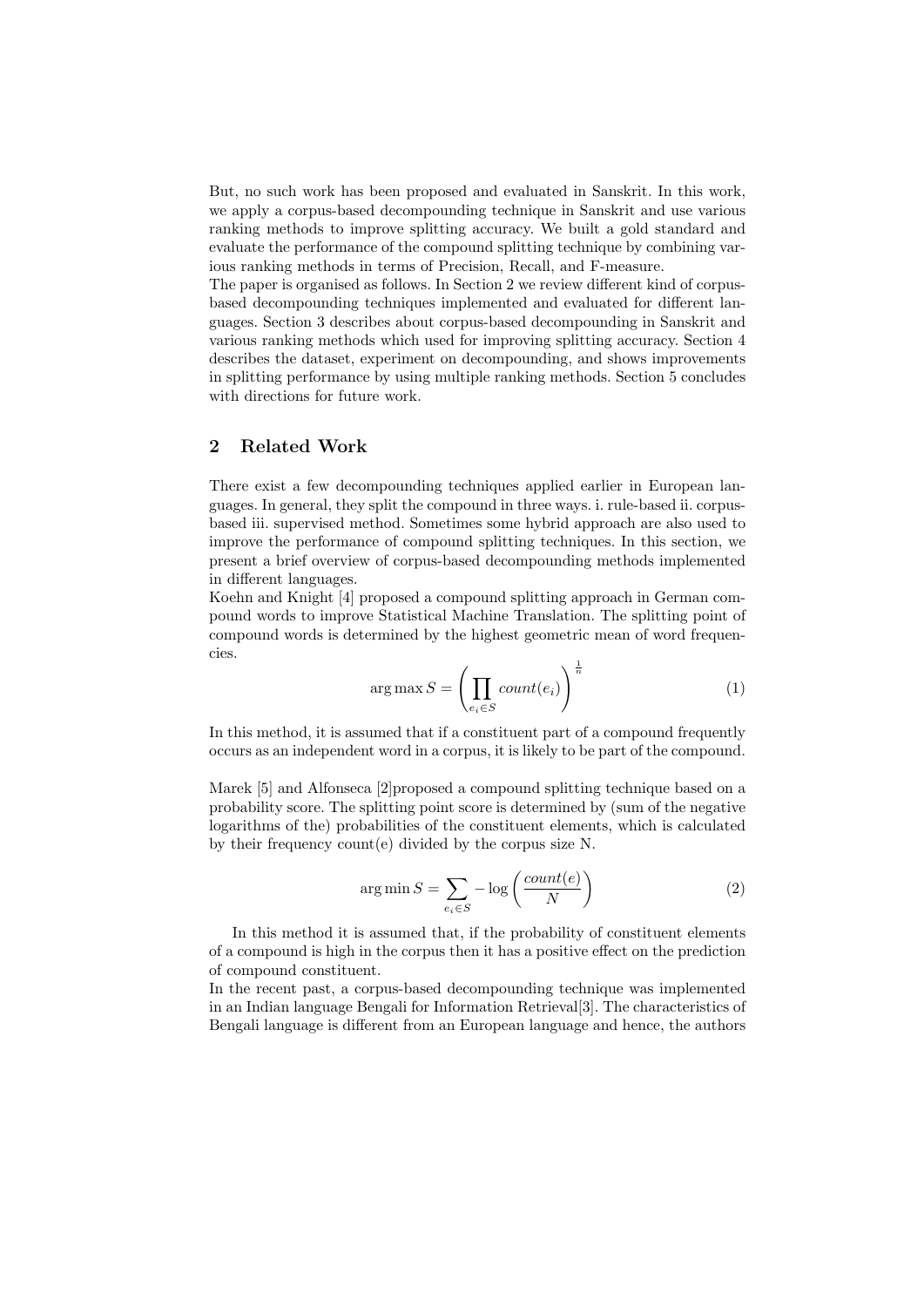But, no such work has been proposed and evaluated in Sanskrit. In this work, we apply a corpus-based decompounding technique in Sanskrit and use various ranking methods to improve splitting accuracy. We built a gold standard and evaluate the performance of the compound splitting technique by combining various ranking methods in terms of Precision, Recall, and F-measure.
The paper is organised as follows. In Section 2 we review different kind of corpus-based decompounding techniques implemented and evaluated for different languages. Section 3 describes about corpus-based decompounding in Sanskrit and various ranking methods which used for improving splitting accuracy. Section 4 describes the dataset, experiment on decompounding, and shows improvements in splitting performance by using multiple ranking methods. Section 5 concludes with directions for future work.

## 2 Related Work

There exist a few decompounding techniques applied earlier in European languages. In general, they split the compound in three ways. i. rule-based ii. corpus-based iii. supervised method. Sometimes some hybrid approach are also used to improve the performance of compound splitting techniques. In this section, we present a brief overview of corpus-based decompounding methods implemented in different languages.
Koehn and Knight [4] proposed a compound splitting approach in German compound words to improve Statistical Machine Translation. The splitting point of compound words is determined by the highest geometric mean of word frequencies.

$$\arg\max S = \left( \prod_{e_i \in S} count(e_i) \right)^{\frac{1}{n}} \tag{1}$$

In this method, it is assumed that if a constituent part of a compound frequently occurs as an independent word in a corpus, it is likely to be part of the compound.

Marek [5] and Alfonseca [2]proposed a compound splitting technique based on a probability score. The splitting point score is determined by (sum of the negative logarithms of the) probabilities of the constituent elements, which is calculated by their frequency count(e) divided by the corpus size N.

$$\arg\min S = \sum_{e_i \in S} -\log\left(\frac{count(e)}{N}\right) \tag{2}$$

In this method it is assumed that, if the probability of constituent elements of a compound is high in the corpus then it has a positive effect on the prediction of compound constituent.
In the recent past, a corpus-based decompounding technique was implemented in an Indian language Bengali for Information Retrieval[3]. The characteristics of Bengali language is different from an European language and hence, the authors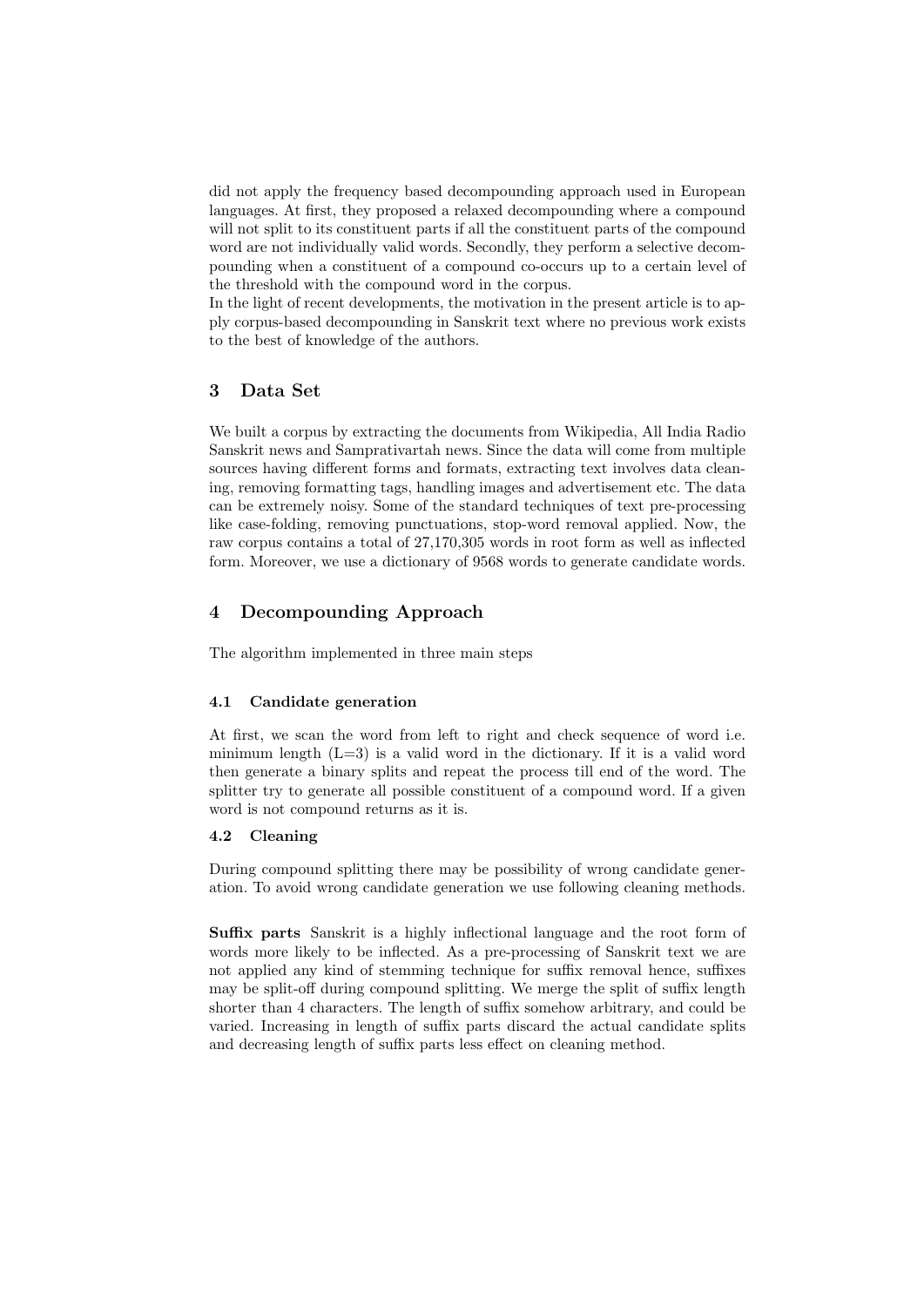did not apply the frequency based decompounding approach used in European languages. At first, they proposed a relaxed decompounding where a compound will not split to its constituent parts if all the constituent parts of the compound word are not individually valid words. Secondly, they perform a selective decompounding when a constituent of a compound co-occurs up to a certain level of the threshold with the compound word in the corpus.
In the light of recent developments, the motivation in the present article is to apply corpus-based decompounding in Sanskrit text where no previous work exists to the best of knowledge of the authors.

## 3 Data Set

We built a corpus by extracting the documents from Wikipedia, All India Radio Sanskrit news and Samprativartah news. Since the data will come from multiple sources having different forms and formats, extracting text involves data cleaning, removing formatting tags, handling images and advertisement etc. The data can be extremely noisy. Some of the standard techniques of text pre-processing like case-folding, removing punctuations, stop-word removal applied. Now, the raw corpus contains a total of 27,170,305 words in root form as well as inflected form. Moreover, we use a dictionary of 9568 words to generate candidate words.

## 4 Decompounding Approach

The algorithm implemented in three main steps

### 4.1 Candidate generation

At first, we scan the word from left to right and check sequence of word i.e. minimum length (L=3) is a valid word in the dictionary. If it is a valid word then generate a binary splits and repeat the process till end of the word. The splitter try to generate all possible constituent of a compound word. If a given word is not compound returns as it is.

### 4.2 Cleaning

During compound splitting there may be possibility of wrong candidate generation. To avoid wrong candidate generation we use following cleaning methods.

**Suffix parts** Sanskrit is a highly inflectional language and the root form of words more likely to be inflected. As a pre-processing of Sanskrit text we are not applied any kind of stemming technique for suffix removal hence, suffixes may be split-off during compound splitting. We merge the split of suffix length shorter than 4 characters. The length of suffix somehow arbitrary, and could be varied. Increasing in length of suffix parts discard the actual candidate splits and decreasing length of suffix parts less effect on cleaning method.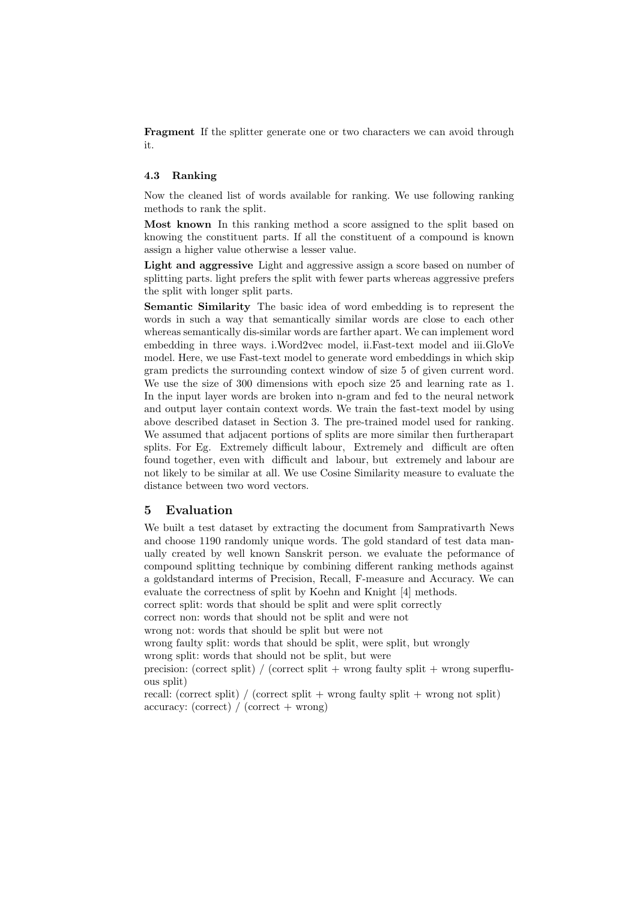**Fragment** If the splitter generate one or two characters we can avoid through it.

### 4.3 Ranking

Now the cleaned list of words available for ranking. We use following ranking methods to rank the split.

**Most known** In this ranking method a score assigned to the split based on knowing the constituent parts. If all the constituent of a compound is known assign a higher value otherwise a lesser value.

**Light and aggressive** Light and aggressive assign a score based on number of splitting parts. light prefers the split with fewer parts whereas aggressive prefers the split with longer split parts.

**Semantic Similarity** The basic idea of word embedding is to represent the words in such a way that semantically similar words are close to each other whereas semantically dis-similar words are farther apart. We can implement word embedding in three ways. i.Word2vec model, ii.Fast-text model and iii.GloVe model. Here, we use Fast-text model to generate word embeddings in which skip gram predicts the surrounding context window of size 5 of given current word. We use the size of 300 dimensions with epoch size 25 and learning rate as 1. In the input layer words are broken into n-gram and fed to the neural network and output layer contain context words. We train the fast-text model by using above described dataset in Section 3. The pre-trained model used for ranking. We assumed that adjacent portions of splits are more similar then furtherapart splits. For Eg. Extremely difficult labour, Extremely and difficult are often found together, even with difficult and labour, but extremely and labour are not likely to be similar at all. We use Cosine Similarity measure to evaluate the distance between two word vectors.

## 5 Evaluation

We built a test dataset by extracting the document from Samprativarth News and choose 1190 randomly unique words. The gold standard of test data manually created by well known Sanskrit person. we evaluate the peformance of compound splitting technique by combining different ranking methods against a goldstandard interms of Precision, Recall, F-measure and Accuracy. We can evaluate the correctness of split by Koehn and Knight [4] methods.

correct split: words that should be split and were split correctly
correct non: words that should not be split and were not
wrong not: words that should be split but were not
wrong faulty split: words that should be split, were split, but wrongly
wrong split: words that should not be split, but were
precision: (correct split) / (correct split + wrong faulty split + wrong superfluous split)
recall: (correct split) / (correct split + wrong faulty split + wrong not split)
accuracy: (correct) / (correct + wrong)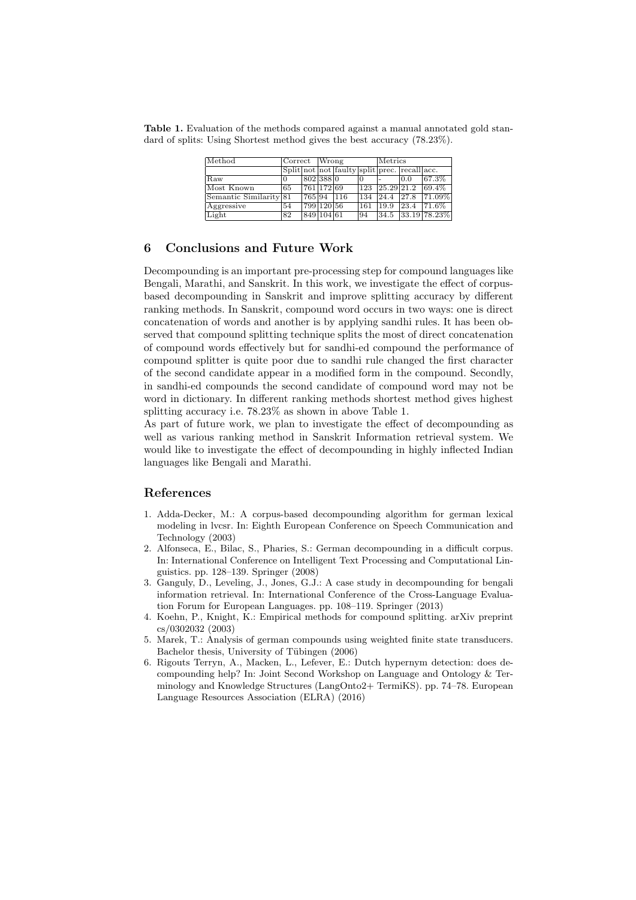**Table 1.** Evaluation of the methods compared against a manual annotated gold standard of splits: Using Shortest method gives the best accuracy (78.23%).

| Method | Correct | | Wrong | | | Metrics | | |
|---|---|---|---|---|---|---|---|---|
| | Split | not | not | faulty | split | prec. | recall | acc. |
| Raw | 0 | 802 | 388 | 0 | 0 | - | 0.0 | 67.3% |
| Most Known | 65 | 761 | 172 | 69 | 123 | 25.29 | 21.2 | 69.4% |
| Semantic Similarity | 81 | 765 | 94 | 116 | 134 | 24.4 | 27.8 | 71.09% |
| Aggressive | 54 | 799 | 120 | 56 | 161 | 19.9 | 23.4 | 71.6% |
| Light | 82 | 849 | 104 | 61 | 94 | 34.5 | 33.19 | 78.23% |

## 6 Conclusions and Future Work

Decompounding is an important pre-processing step for compound languages like Bengali, Marathi, and Sanskrit. In this work, we investigate the effect of corpus-based decompounding in Sanskrit and improve splitting accuracy by different ranking methods. In Sanskrit, compound word occurs in two ways: one is direct concatenation of words and another is by applying sandhi rules. It has been observed that compound splitting technique splits the most of direct concatenation of compound words effectively but for sandhi-ed compound the performance of compound splitter is quite poor due to sandhi rule changed the first character of the second candidate appear in a modified form in the compound. Secondly, in sandhi-ed compounds the second candidate of compound word may not be word in dictionary. In different ranking methods shortest method gives highest splitting accuracy i.e. 78.23% as shown in above Table 1.

As part of future work, we plan to investigate the effect of decompounding as well as various ranking method in Sanskrit Information retrieval system. We would like to investigate the effect of decompounding in highly inflected Indian languages like Bengali and Marathi.

## References

1. Adda-Decker, M.: A corpus-based decompounding algorithm for german lexical modeling in lvcsr. In: Eighth European Conference on Speech Communication and Technology (2003)
2. Alfonseca, E., Bilac, S., Pharies, S.: German decompounding in a difficult corpus. In: International Conference on Intelligent Text Processing and Computational Linguistics. pp. 128–139. Springer (2008)
3. Ganguly, D., Leveling, J., Jones, G.J.: A case study in decompounding for bengali information retrieval. In: International Conference of the Cross-Language Evaluation Forum for European Languages. pp. 108–119. Springer (2013)
4. Koehn, P., Knight, K.: Empirical methods for compound splitting. arXiv preprint cs/0302032 (2003)
5. Marek, T.: Analysis of german compounds using weighted finite state transducers. Bachelor thesis, University of Tübingen (2006)
6. Rigouts Terryn, A., Macken, L., Lefever, E.: Dutch hypernym detection: does decompounding help? In: Joint Second Workshop on Language and Ontology & Terminology and Knowledge Structures (LangOnto2+ TermiKS). pp. 74–78. European Language Resources Association (ELRA) (2016)